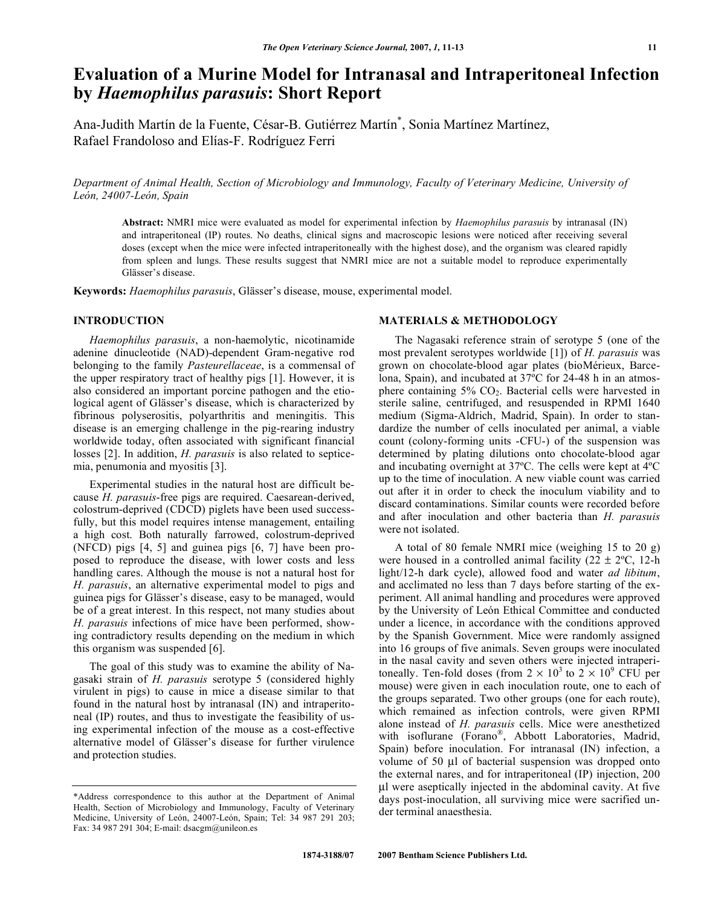# Evaluation of a Murine Model for Intranasal and Intraperitoneal Infection by *Haemophilus parasuis*: Short Report

Ana-Judith Martín de la Fuente, César-B. Gutiérrez Martín*, Sonia Martínez Martínez, Rafael Frandoloso and Elías-F. Rodríguez Ferri

*Department of Animal Health, Section of Microbiology and Immunology, Faculty of Veterinary Medicine, University of León, 24007-León, Spain*

**Abstract:** NMRI mice were evaluated as model for experimental infection by *Haemophilus parasuis* by intranasal (IN) and intraperitoneal (IP) routes. No deaths, clinical signs and macroscopic lesions were noticed after receiving several doses (except when the mice were infected intraperitoneally with the highest dose), and the organism was cleared rapidly from spleen and lungs. These results suggest that NMRI mice are not a suitable model to reproduce experimentally Glässer's disease.

**Keywords:** *Haemophilus parasuis*, Glässer's disease, mouse, experimental model.

## INTRODUCTION

*Haemophilus parasuis*, a non-haemolytic, nicotinamide adenine dinucleotide (NAD)-dependent Gram-negative rod belonging to the family *Pasteurellaceae*, is a commensal of the upper respiratory tract of healthy pigs [1]. However, it is also considered an important porcine pathogen and the etiological agent of Glässer's disease, which is characterized by fibrinous polyserositis, polyarthritis and meningitis. This disease is an emerging challenge in the pig-rearing industry worldwide today, often associated with significant financial losses [2]. In addition, *H. parasuis* is also related to septicemia, penumonia and myositis [3].

Experimental studies in the natural host are difficult because *H. parasuis*-free pigs are required. Caesarean-derived, colostrum-deprived (CDCD) piglets have been used successfully, but this model requires intense management, entailing a high cost. Both naturally farrowed, colostrum-deprived (NFCD) pigs [4, 5] and guinea pigs [6, 7] have been proposed to reproduce the disease, with lower costs and less handling cares. Although the mouse is not a natural host for *H. parasuis*, an alternative experimental model to pigs and guinea pigs for Glässer's disease, easy to be managed, would be of a great interest. In this respect, not many studies about *H. parasuis* infections of mice have been performed, showing contradictory results depending on the medium in which this organism was suspended [6].

The goal of this study was to examine the ability of Nagasaki strain of *H. parasuis* serotype 5 (considered highly virulent in pigs) to cause in mice a disease similar to that found in the natural host by intranasal (IN) and intraperitoneal (IP) routes, and thus to investigate the feasibility of using experimental infection of the mouse as a cost-effective alternative model of Glässer's disease for further virulence and protection studies.

## MATERIALS & METHODOLOGY

The Nagasaki reference strain of serotype 5 (one of the most prevalent serotypes worldwide [1]) of *H. parasuis* was grown on chocolate-blood agar plates (bioMérieux, Barcelona, Spain), and incubated at 37ºC for 24-48 h in an atmosphere containing 5% $CO_2$. Bacterial cells were harvested in sterile saline, centrifuged, and resuspended in RPMI 1640 medium (Sigma-Aldrich, Madrid, Spain). In order to standardize the number of cells inoculated per animal, a viable count (colony-forming units -CFU-) of the suspension was determined by plating dilutions onto chocolate-blood agar and incubating overnight at 37ºC. The cells were kept at 4ºC up to the time of inoculation. A new viable count was carried out after it in order to check the inoculum viability and to discard contaminations. Similar counts were recorded before and after inoculation and other bacteria than *H. parasuis* were not isolated.

A total of 80 female NMRI mice (weighing 15 to 20 g) were housed in a controlled animal facility (22 ± 2ºC, 12-h light/12-h dark cycle), allowed food and water *ad libitum*, and acclimated no less than 7 days before starting of the experiment. All animal handling and procedures were approved by the University of León Ethical Committee and conducted under a licence, in accordance with the conditions approved by the Spanish Government. Mice were randomly assigned into 16 groups of five animals. Seven groups were inoculated in the nasal cavity and seven others were injected intraperitoneally. Ten-fold doses (from $2 \times 10^3$ to $2 \times 10^9$ CFU per mouse) were given in each inoculation route, one to each of the groups separated. Two other groups (one for each route), which remained as infection controls, were given RPMI alone instead of *H. parasuis* cells. Mice were anesthetized with isoflurane (Forano®, Abbott Laboratories, Madrid, Spain) before inoculation. For intranasal (IN) infection, a volume of 50 µl of bacterial suspension was dropped onto the external nares, and for intraperitoneal (IP) injection, 200 µl were aseptically injected in the abdominal cavity. At five days post-inoculation, all surviving mice were sacrified under terminal anaesthesia.

*Address correspondence to this author at the Department of Animal Health, Section of Microbiology and Immunology, Faculty of Veterinary Medicine, University of León, 24007-León, Spain; Tel: 34 987 291 203; Fax: 34 987 291 304; E-mail: dsacgm@unileon.es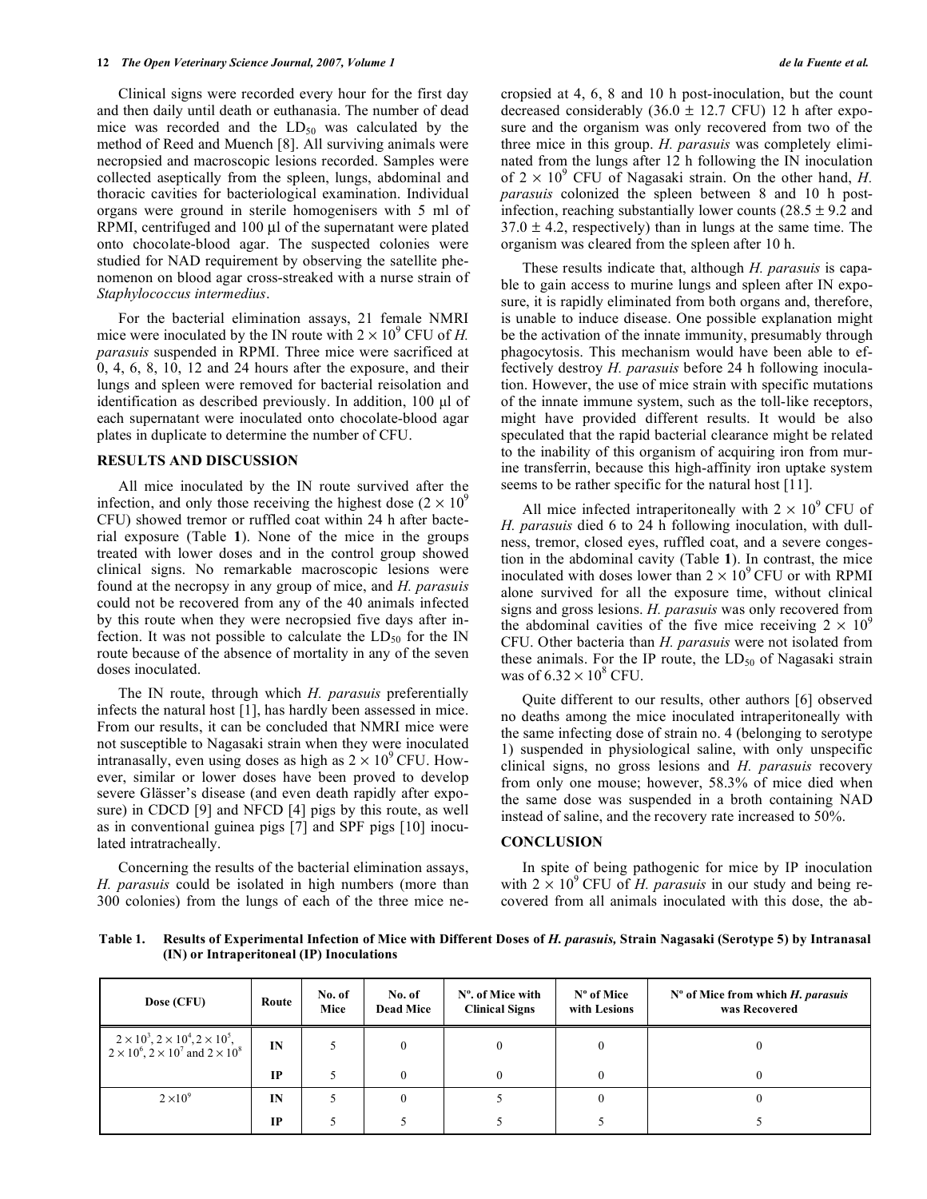Clinical signs were recorded every hour for the first day and then daily until death or euthanasia. The number of dead mice was recorded and the $LD_{50}$ was calculated by the method of Reed and Muench [8]. All surviving animals were necropsied and macroscopic lesions recorded. Samples were collected aseptically from the spleen, lungs, abdominal and thoracic cavities for bacteriological examination. Individual organs were ground in sterile homogenisers with 5 ml of RPMI, centrifuged and 100 µl of the supernatant were plated onto chocolate-blood agar. The suspected colonies were studied for NAD requirement by observing the satellite phenomenon on blood agar cross-streaked with a nurse strain of *Staphylococcus intermedius*.

For the bacterial elimination assays, 21 female NMRI mice were inoculated by the IN route with $2 \times 10^9$ CFU of *H. parasuis* suspended in RPMI. Three mice were sacrificed at 0, 4, 6, 8, 10, 12 and 24 hours after the exposure, and their lungs and spleen were removed for bacterial reisolation and identification as described previously. In addition, 100 µl of each supernatant were inoculated onto chocolate-blood agar plates in duplicate to determine the number of CFU.

## RESULTS AND DISCUSSION

All mice inoculated by the IN route survived after the infection, and only those receiving the highest dose ($2 \times 10^9$ CFU) showed tremor or ruffled coat within 24 h after bacterial exposure (Table **1**). None of the mice in the groups treated with lower doses and in the control group showed clinical signs. No remarkable macroscopic lesions were found at the necropsy in any group of mice, and *H. parasuis* could not be recovered from any of the 40 animals infected by this route when they were necropsied five days after infection. It was not possible to calculate the $LD_{50}$ for the IN route because of the absence of mortality in any of the seven doses inoculated.

The IN route, through which *H. parasuis* preferentially infects the natural host [1], has hardly been assessed in mice. From our results, it can be concluded that NMRI mice were not susceptible to Nagasaki strain when they were inoculated intranasally, even using doses as high as $2 \times 10^9$ CFU. However, similar or lower doses have been proved to develop severe Glässer's disease (and even death rapidly after exposure) in CDCD [9] and NFCD [4] pigs by this route, as well as in conventional guinea pigs [7] and SPF pigs [10] inoculated intratracheally.

Concerning the results of the bacterial elimination assays, *H. parasuis* could be isolated in high numbers (more than 300 colonies) from the lungs of each of the three mice necropsied at 4, 6, 8 and 10 h post-inoculation, but the count decreased considerably (36.0 ± 12.7 CFU) 12 h after exposure and the organism was only recovered from two of the three mice in this group. *H. parasuis* was completely eliminated from the lungs after 12 h following the IN inoculation of $2 \times 10^9$ CFU of Nagasaki strain. On the other hand, *H. parasuis* colonized the spleen between 8 and 10 h post-infection, reaching substantially lower counts (28.5 ± 9.2 and 37.0 ± 4.2, respectively) than in lungs at the same time. The organism was cleared from the spleen after 10 h.

These results indicate that, although *H. parasuis* is capable to gain access to murine lungs and spleen after IN exposure, it is rapidly eliminated from both organs and, therefore, is unable to induce disease. One possible explanation might be the activation of the innate immunity, presumably through phagocytosis. This mechanism would have been able to effectively destroy *H. parasuis* before 24 h following inoculation. However, the use of mice strain with specific mutations of the innate immune system, such as the toll-like receptors, might have provided different results. It would be also speculated that the rapid bacterial clearance might be related to the inability of this organism of acquiring iron from murine transferrin, because this high-affinity iron uptake system seems to be rather specific for the natural host [11].

All mice infected intraperitoneally with $2 \times 10^9$ CFU of *H. parasuis* died 6 to 24 h following inoculation, with dullness, tremor, closed eyes, ruffled coat, and a severe congestion in the abdominal cavity (Table **1**). In contrast, the mice inoculated with doses lower than $2 \times 10^9$ CFU or with RPMI alone survived for all the exposure time, without clinical signs and gross lesions. *H. parasuis* was only recovered from the abdominal cavities of the five mice receiving $2 \times 10^9$ CFU. Other bacteria than *H. parasuis* were not isolated from these animals. For the IP route, the $LD_{50}$ of Nagasaki strain was of $6.32 \times 10^8$ CFU.

Quite different to our results, other authors [6] observed no deaths among the mice inoculated intraperitoneally with the same infecting dose of strain no. 4 (belonging to serotype 1) suspended in physiological saline, with only unspecific clinical signs, no gross lesions and *H. parasuis* recovery from only one mouse; however, 58.3% of mice died when the same dose was suspended in a broth containing NAD instead of saline, and the recovery rate increased to 50%.

## CONCLUSION

In spite of being pathogenic for mice by IP inoculation with $2 \times 10^9$ CFU of *H. parasuis* in our study and being recovered from all animals inoculated with this dose, the ab-

**Table 1. Results of Experimental Infection of Mice with Different Doses of *H. parasuis,* Strain Nagasaki (Serotype 5) by Intranasal (IN) or Intraperitoneal (IP) Inoculations**

| Dose (CFU) | Route | No. of Mice | No. of Dead Mice | Nº. of Mice with Clinical Signs | Nº of Mice with Lesions | Nº of Mice from which *H. parasuis* was Recovered |
|---|---|---|---|---|---|---|
| $2 \times 10^3$, $2 \times 10^4$, $2 \times 10^5$, $2 \times 10^6$, $2 \times 10^7$ and $2 \times 10^8$ | IN | 5 | 0 | 0 | 0 | 0 |
| | IP | 5 | 0 | 0 | 0 | 0 |
| $2 \times 10^9$ | IN | 5 | 0 | 5 | 0 | 0 |
| | IP | 5 | 5 | 5 | 5 | 5 |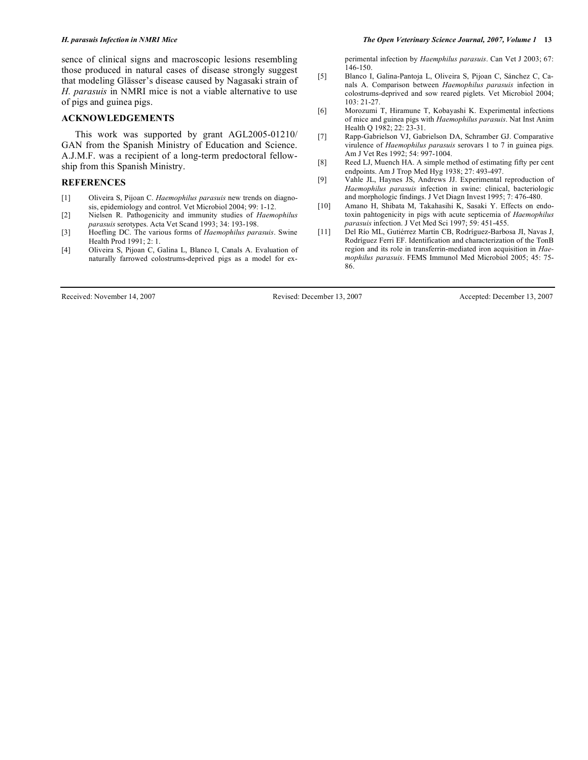sence of clinical signs and macroscopic lesions resembling those produced in natural cases of disease strongly suggest that modeling Glässer's disease caused by Nagasaki strain of *H. parasuis* in NMRI mice is not a viable alternative to use of pigs and guinea pigs.

## ACKNOWLEDGEMENTS

This work was supported by grant AGL2005-01210/GAN from the Spanish Ministry of Education and Science. A.J.M.F. was a recipient of a long-term predoctoral fellowship from this Spanish Ministry.

## REFERENCES

[1] Oliveira S, Pijoan C. *Haemophilus parasuis* new trends on diagnosis, epidemiology and control. Vet Microbiol 2004; 99: 1-12.

[2] Nielsen R. Pathogenicity and immunity studies of *Haemophilus parasuis* serotypes. Acta Vet Scand 1993; 34: 193-198.

[3] Hoefling DC. The various forms of *Haemophilus parasuis*. Swine Health Prod 1991; 2: 1.

[4] Oliveira S, Pijoan C, Galina L, Blanco I, Canals A. Evaluation of naturally farrowed colostrums-deprived pigs as a model for experimental infection by *Haemphilus parasuis*. Can Vet J 2003; 67: 146-150.

[5] Blanco I, Galina-Pantoja L, Oliveira S, Pijoan C, Sánchez C, Canals A. Comparison between *Haemophilus parasuis* infection in colostrums-deprived and sow reared piglets. Vet Microbiol 2004; 103: 21-27.

[6] Morozumi T, Hiramune T, Kobayashi K. Experimental infections of mice and guinea pigs with *Haemophilus parasuis*. Nat Inst Anim Health Q 1982; 22: 23-31.

[7] Rapp-Gabrielson VJ, Gabrielson DA, Schramber GJ. Comparative virulence of *Haemophilus parasuis* serovars 1 to 7 in guinea pigs. Am J Vet Res 1992; 54: 997-1004.

[8] Reed LJ, Muench HA. A simple method of estimating fifty per cent endpoints. Am J Trop Med Hyg 1938; 27: 493-497.

[9] Vahle JL, Haynes JS, Andrews JJ. Experimental reproduction of *Haemophilus parasuis* infection in swine: clinical, bacteriologic and morphologic findings. J Vet Diagn Invest 1995; 7: 476-480.

[10] Amano H, Shibata M, Takahasihi K, Sasaki Y. Effects on endotoxin pahtogenicity in pigs with acute septicemia of *Haemophilus parasuis* infection. J Vet Med Sci 1997; 59: 451-455.

[11] Del Río ML, Gutiérrez Martín CB, Rodríguez-Barbosa JI, Navas J, Rodríguez Ferri EF. Identification and characterization of the TonB region and its role in transferrin-mediated iron acquisition in *Haemophilus parasuis*. FEMS Immunol Med Microbiol 2005; 45: 75-86.

Received: November 14, 2007 Revised: December 13, 2007 Accepted: December 13, 2007